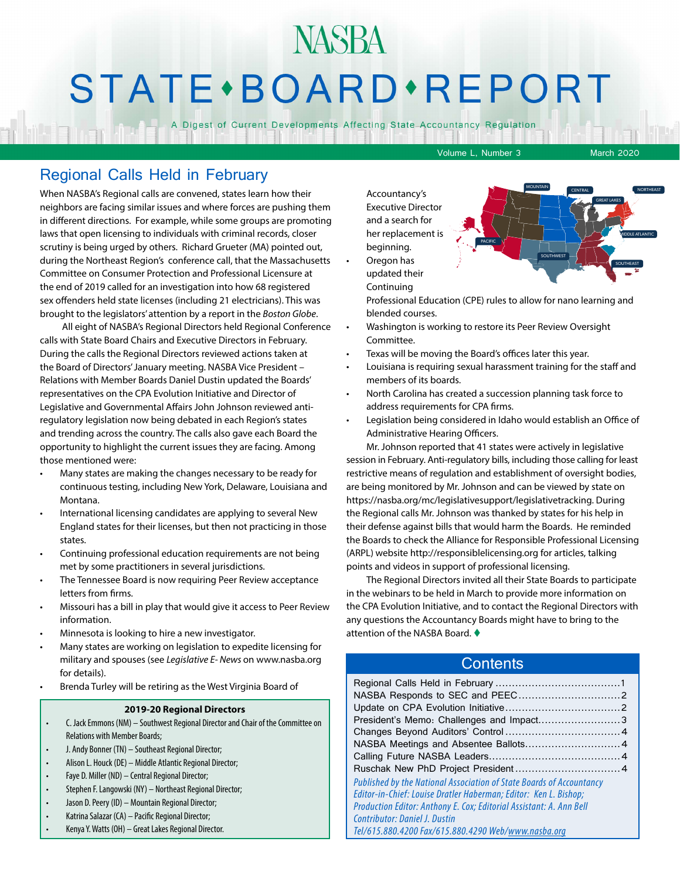# NASBA STATE • BOARD • REPORT

A Digest of Current Developments Affecting State Accountancy Regulation

Volume L, Number 3 — March 2020

## Regional Calls Held in February

When NASBA's Regional calls are convened, states learn how their neighbors are facing similar issues and where forces are pushing them in different directions. For example, while some groups are promoting laws that open licensing to individuals with criminal records, closer scrutiny is being urged by others. Richard Grueter (MA) pointed out, during the Northeast Region's conference call, that the Massachusetts Committee on Consumer Protection and Professional Licensure at the end of 2019 called for an investigation into how 68 registered sex offenders held state licenses (including 21 electricians). This was brought to the legislators' attention by a report in the *Boston Globe*.

All eight of NASBA's Regional Directors held Regional Conference calls with State Board Chairs and Executive Directors in February. During the calls the Regional Directors reviewed actions taken at the Board of Directors' January meeting. NASBA Vice President – Relations with Member Boards Daniel Dustin updated the Boards' representatives on the CPA Evolution Initiative and Director of Legislative and Governmental Affairs John Johnson reviewed anti-regulatory legislation now being debated in each Region's states and trending across the country. The calls also gave each Board the opportunity to highlight the current issues they are facing. Among those mentioned were:

- Many states are making the changes necessary to be ready for continuous testing, including New York, Delaware, Louisiana and Montana.
- International licensing candidates are applying to several New England states for their licenses, but then not practicing in those states.
- Continuing professional education requirements are not being met by some practitioners in several jurisdictions.
- The Tennessee Board is now requiring Peer Review acceptance letters from firms.
- Missouri has a bill in play that would give it access to Peer Review information.
- Minnesota is looking to hire a new investigator.
- Many states are working on legislation to expedite licensing for military and spouses (see *Legislative E- News* on www.nasba.org for details).
- Brenda Turley will be retiring as the West Virginia Board of Accountancy's Executive Director and a search for her replacement is beginning.
- Oregon has updated their Continuing Professional Education (CPE) rules to allow for nano learning and blended courses.
- Washington is working to restore its Peer Review Oversight Committee.
- Texas will be moving the Board's offices later this year.
- Louisiana is requiring sexual harassment training for the staff and members of its boards.
- North Carolina has created a succession planning task force to address requirements for CPA firms.
- Legislation being considered in Idaho would establish an Office of Administrative Hearing Officers.

Mr. Johnson reported that 41 states were actively in legislative session in February. Anti-regulatory bills, including those calling for least restrictive means of regulation and establishment of oversight bodies, are being monitored by Mr. Johnson and can be viewed by state on https://nasba.org/mc/legislativesupport/legislativetracking. During the Regional calls Mr. Johnson was thanked by states for his help in their defense against bills that would harm the Boards. He reminded the Boards to check the Alliance for Responsible Professional Licensing (ARPL) website http://responsiblelicensing.org for articles, talking points and videos in support of professional licensing.

The Regional Directors invited all their State Boards to participate in the webinars to be held in March to provide more information on the CPA Evolution Initiative, and to contact the Regional Directors with any questions the Accountancy Boards might have to bring to the attention of the NASBA Board. ♦

### 2019-20 Regional Directors

- C. Jack Emmons (NM) – Southwest Regional Director and Chair of the Committee on Relations with Member Boards;
- J. Andy Bonner (TN) – Southeast Regional Director;
- Alison L. Houck (DE) – Middle Atlantic Regional Director;
- Faye D. Miller (ND) – Central Regional Director;
- Stephen F. Langowski (NY) – Northeast Regional Director;
- Jason D. Peery (ID) – Mountain Regional Director;
- Katrina Salazar (CA) – Pacific Regional Director;
- Kenya Y. Watts (OH) – Great Lakes Regional Director.

### Contents

| | |
|---|---|
| Regional Calls Held in February | 1 |
| NASBA Responds to SEC and PEEC | 2 |
| Update on CPA Evolution Initiative | 2 |
| President's Memo: Challenges and Impact | 3 |
| Changes Beyond Auditors' Control | 4 |
| NASBA Meetings and Absentee Ballots | 4 |
| Calling Future NASBA Leaders | 4 |
| Ruschak New PhD Project President | 4 |

*Published by the National Association of State Boards of Accountancy*
*Editor-in-Chief: Louise Dratler Haberman; Editor: Ken L. Bishop;*
*Production Editor: Anthony E. Cox; Editorial Assistant: A. Ann Bell*
*Contributor: Daniel J. Dustin*
*Tel/615.880.4200 Fax/615.880.4290 Web/www.nasba.org*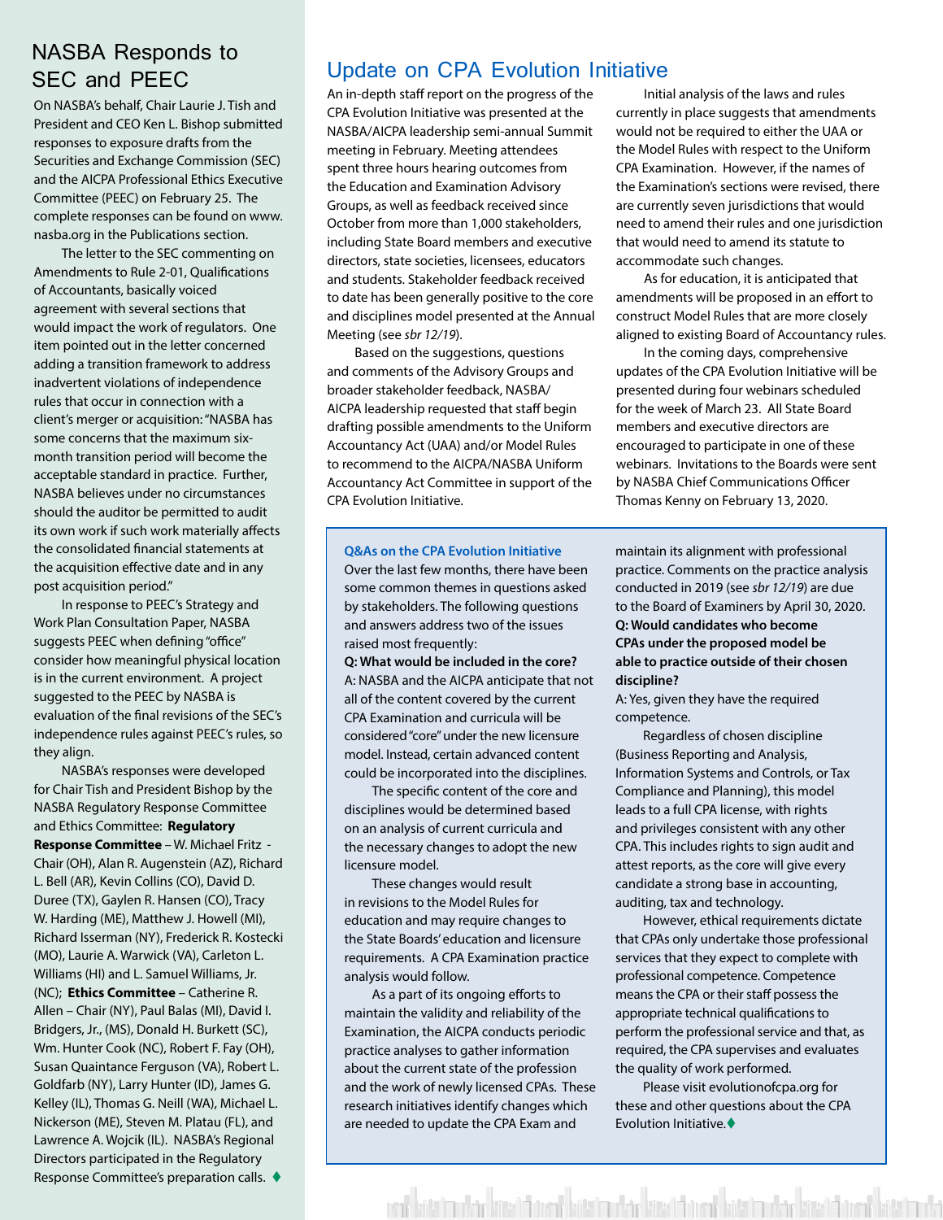## NASBA Responds to SEC and PEEC

On NASBA's behalf, Chair Laurie J. Tish and President and CEO Ken L. Bishop submitted responses to exposure drafts from the Securities and Exchange Commission (SEC) and the AICPA Professional Ethics Executive Committee (PEEC) on February 25. The complete responses can be found on www.nasba.org in the Publications section.

The letter to the SEC commenting on Amendments to Rule 2-01, Qualifications of Accountants, basically voiced agreement with several sections that would impact the work of regulators. One item pointed out in the letter concerned adding a transition framework to address inadvertent violations of independence rules that occur in connection with a client's merger or acquisition: "NASBA has some concerns that the maximum six-month transition period will become the acceptable standard in practice. Further, NASBA believes under no circumstances should the auditor be permitted to audit its own work if such work materially affects the consolidated financial statements at the acquisition effective date and in any post acquisition period."

In response to PEEC's Strategy and Work Plan Consultation Paper, NASBA suggests PEEC when defining "office" consider how meaningful physical location is in the current environment. A project suggested to the PEEC by NASBA is evaluation of the final revisions of the SEC's independence rules against PEEC's rules, so they align.

NASBA's responses were developed for Chair Tish and President Bishop by the NASBA Regulatory Response Committee and Ethics Committee: **Regulatory Response Committee** – W. Michael Fritz - Chair (OH), Alan R. Augenstein (AZ), Richard L. Bell (AR), Kevin Collins (CO), David D. Duree (TX), Gaylen R. Hansen (CO), Tracy W. Harding (ME), Matthew J. Howell (MI), Richard Isserman (NY), Frederick R. Kostecki (MO), Laurie A. Warwick (VA), Carleton L. Williams (HI) and L. Samuel Williams, Jr. (NC); **Ethics Committee** – Catherine R. Allen – Chair (NY), Paul Balas (MI), David I. Bridgers, Jr., (MS), Donald H. Burkett (SC), Wm. Hunter Cook (NC), Robert F. Fay (OH), Susan Quaintance Ferguson (VA), Robert L. Goldfarb (NY), Larry Hunter (ID), James G. Kelley (IL), Thomas G. Neill (WA), Michael L. Nickerson (ME), Steven M. Platau (FL), and Lawrence A. Wojcik (IL). NASBA's Regional Directors participated in the Regulatory Response Committee's preparation calls. ♦

## Update on CPA Evolution Initiative

An in-depth staff report on the progress of the CPA Evolution Initiative was presented at the NASBA/AICPA leadership semi-annual Summit meeting in February. Meeting attendees spent three hours hearing outcomes from the Education and Examination Advisory Groups, as well as feedback received since October from more than 1,000 stakeholders, including State Board members and executive directors, state societies, licensees, educators and students. Stakeholder feedback received to date has been generally positive to the core and disciplines model presented at the Annual Meeting (see *sbr 12/19*).

Based on the suggestions, questions and comments of the Advisory Groups and broader stakeholder feedback, NASBA/AICPA leadership requested that staff begin drafting possible amendments to the Uniform Accountancy Act (UAA) and/or Model Rules to recommend to the AICPA/NASBA Uniform Accountancy Act Committee in support of the CPA Evolution Initiative.

Initial analysis of the laws and rules currently in place suggests that amendments would not be required to either the UAA or the Model Rules with respect to the Uniform CPA Examination. However, if the names of the Examination's sections were revised, there are currently seven jurisdictions that would need to amend their rules and one jurisdiction that would need to amend its statute to accommodate such changes.

As for education, it is anticipated that amendments will be proposed in an effort to construct Model Rules that are more closely aligned to existing Board of Accountancy rules.

In the coming days, comprehensive updates of the CPA Evolution Initiative will be presented during four webinars scheduled for the week of March 23. All State Board members and executive directors are encouraged to participate in one of these webinars. Invitations to the Boards were sent by NASBA Chief Communications Officer Thomas Kenny on February 13, 2020.

### Q&As on the CPA Evolution Initiative

Over the last few months, there have been some common themes in questions asked by stakeholders. The following questions and answers address two of the issues raised most frequently:

**Q: What would be included in the core?**

A: NASBA and the AICPA anticipate that not all of the content covered by the current CPA Examination and curricula will be considered "core" under the new licensure model. Instead, certain advanced content could be incorporated into the disciplines.

The specific content of the core and disciplines would be determined based on an analysis of current curricula and the necessary changes to adopt the new licensure model.

These changes would result in revisions to the Model Rules for education and may require changes to the State Boards' education and licensure requirements. A CPA Examination practice analysis would follow.

As a part of its ongoing efforts to maintain the validity and reliability of the Examination, the AICPA conducts periodic practice analyses to gather information about the current state of the profession and the work of newly licensed CPAs. These research initiatives identify changes which are needed to update the CPA Exam and maintain its alignment with professional practice. Comments on the practice analysis conducted in 2019 (see *sbr 12/19*) are due to the Board of Examiners by April 30, 2020.

**Q: Would candidates who become CPAs under the proposed model be able to practice outside of their chosen discipline?**

A: Yes, given they have the required competence.

Regardless of chosen discipline (Business Reporting and Analysis, Information Systems and Controls, or Tax Compliance and Planning), this model leads to a full CPA license, with rights and privileges consistent with any other CPA. This includes rights to sign audit and attest reports, as the core will give every candidate a strong base in accounting, auditing, tax and technology.

However, ethical requirements dictate that CPAs only undertake those professional services that they expect to complete with professional competence. Competence means the CPA or their staff possess the appropriate technical qualifications to perform the professional service and that, as required, the CPA supervises and evaluates the quality of work performed.

Please visit evolutionofcpa.org for these and other questions about the CPA Evolution Initiative. ♦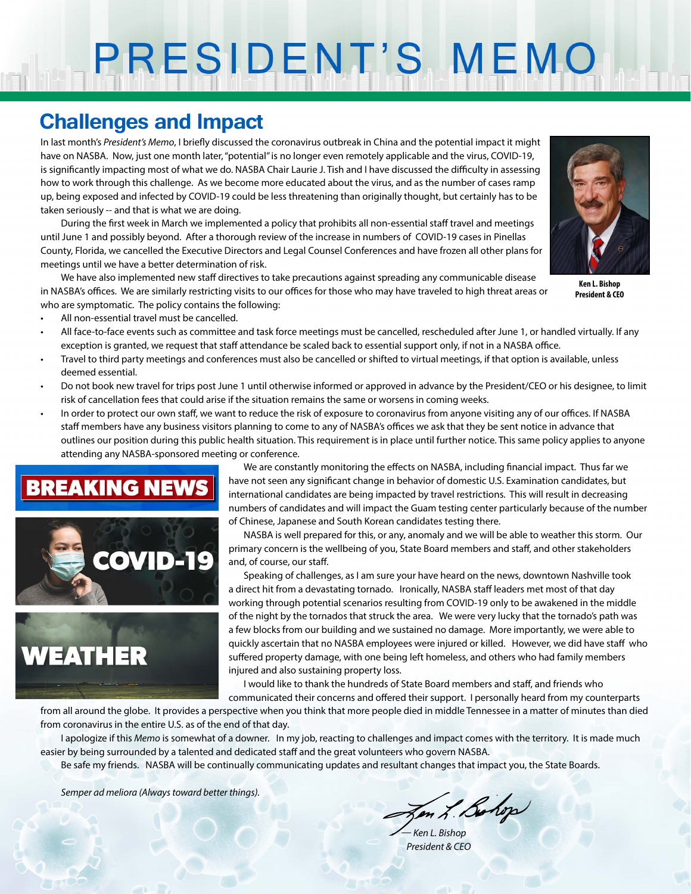# PRESIDENT'S MEMO

## Challenges and Impact

In last month's *President's Memo*, I briefly discussed the coronavirus outbreak in China and the potential impact it might have on NASBA. Now, just one month later, "potential" is no longer even remotely applicable and the virus, COVID-19, is significantly impacting most of what we do. NASBA Chair Laurie J. Tish and I have discussed the difficulty in assessing how to work through this challenge. As we become more educated about the virus, and as the number of cases ramp up, being exposed and infected by COVID-19 could be less threatening than originally thought, but certainly has to be taken seriously -- and that is what we are doing.

During the first week in March we implemented a policy that prohibits all non-essential staff travel and meetings until June 1 and possibly beyond. After a thorough review of the increase in numbers of COVID-19 cases in Pinellas County, Florida, we cancelled the Executive Directors and Legal Counsel Conferences and have frozen all other plans for meetings until we have a better determination of risk.

**Ken L. Bishop**
**President & CEO**

We have also implemented new staff directives to take precautions against spreading any communicable disease in NASBA's offices. We are similarly restricting visits to our offices for those who may have traveled to high threat areas or who are symptomatic. The policy contains the following:

- All non-essential travel must be cancelled.
- All face-to-face events such as committee and task force meetings must be cancelled, rescheduled after June 1, or handled virtually. If any exception is granted, we request that staff attendance be scaled back to essential support only, if not in a NASBA office.
- Travel to third party meetings and conferences must also be cancelled or shifted to virtual meetings, if that option is available, unless deemed essential.
- Do not book new travel for trips post June 1 until otherwise informed or approved in advance by the President/CEO or his designee, to limit risk of cancellation fees that could arise if the situation remains the same or worsens in coming weeks.
- In order to protect our own staff, we want to reduce the risk of exposure to coronavirus from anyone visiting any of our offices. If NASBA staff members have any business visitors planning to come to any of NASBA's offices we ask that they be sent notice in advance that outlines our position during this public health situation. This requirement is in place until further notice. This same policy applies to anyone attending any NASBA-sponsored meeting or conference.

BREAKING NEWS

COVID-19

WEATHER

We are constantly monitoring the effects on NASBA, including financial impact. Thus far we have not seen any significant change in behavior of domestic U.S. Examination candidates, but international candidates are being impacted by travel restrictions. This will result in decreasing numbers of candidates and will impact the Guam testing center particularly because of the number of Chinese, Japanese and South Korean candidates testing there.

NASBA is well prepared for this, or any, anomaly and we will be able to weather this storm. Our primary concern is the wellbeing of you, State Board members and staff, and other stakeholders and, of course, our staff.

Speaking of challenges, as I am sure your have heard on the news, downtown Nashville took a direct hit from a devastating tornado. Ironically, NASBA staff leaders met most of that day working through potential scenarios resulting from COVID-19 only to be awakened in the middle of the night by the tornados that struck the area. We were very lucky that the tornado's path was a few blocks from our building and we sustained no damage. More importantly, we were able to quickly ascertain that no NASBA employees were injured or killed. However, we did have staff who suffered property damage, with one being left homeless, and others who had family members injured and also sustaining property loss.

I would like to thank the hundreds of State Board members and staff, and friends who communicated their concerns and offered their support. I personally heard from my counterparts from all around the globe. It provides a perspective when you think that more people died in middle Tennessee in a matter of minutes than died from coronavirus in the entire U.S. as of the end of that day.

I apologize if this *Memo* is somewhat of a downer. In my job, reacting to challenges and impact comes with the territory. It is made much easier by being surrounded by a talented and dedicated staff and the great volunteers who govern NASBA.

Be safe my friends. NASBA will be continually communicating updates and resultant changes that impact you, the State Boards.

*Semper ad meliora (Always toward better things).*

*— Ken L. Bishop*
*President & CEO*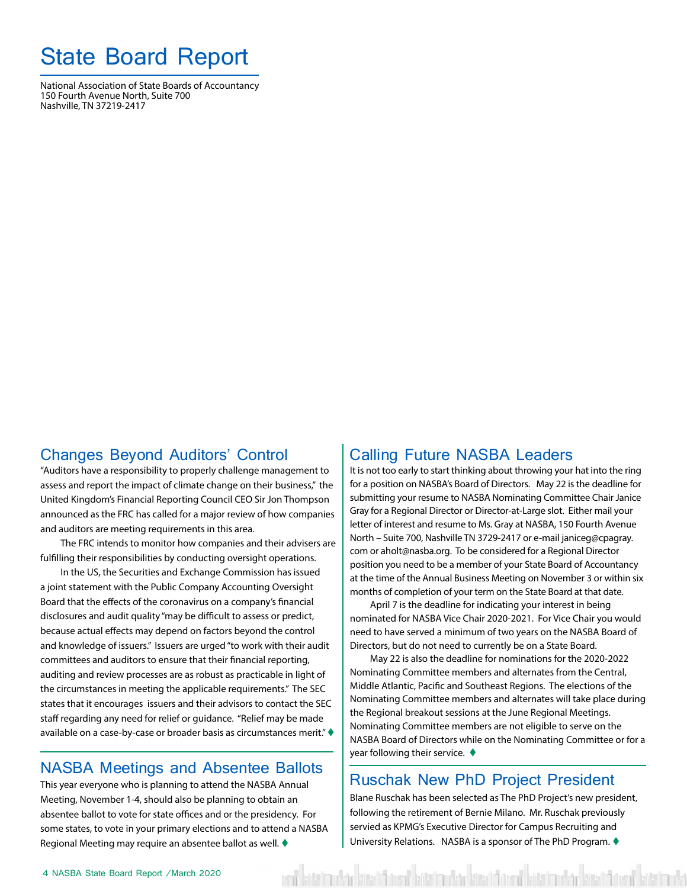# State Board Report

National Association of State Boards of Accountancy
150 Fourth Avenue North, Suite 700
Nashville, TN 37219-2417

## Changes Beyond Auditors' Control

"Auditors have a responsibility to properly challenge management to assess and report the impact of climate change on their business," the United Kingdom's Financial Reporting Council CEO Sir Jon Thompson announced as the FRC has called for a major review of how companies and auditors are meeting requirements in this area.

The FRC intends to monitor how companies and their advisers are fulfilling their responsibilities by conducting oversight operations.

In the US, the Securities and Exchange Commission has issued a joint statement with the Public Company Accounting Oversight Board that the effects of the coronavirus on a company's financial disclosures and audit quality "may be difficult to assess or predict, because actual effects may depend on factors beyond the control and knowledge of issuers." Issuers are urged "to work with their audit committees and auditors to ensure that their financial reporting, auditing and review processes are as robust as practicable in light of the circumstances in meeting the applicable requirements." The SEC states that it encourages issuers and their advisors to contact the SEC staff regarding any need for relief or guidance. "Relief may be made available on a case-by-case or broader basis as circumstances merit." ♦

## NASBA Meetings and Absentee Ballots

This year everyone who is planning to attend the NASBA Annual Meeting, November 1-4, should also be planning to obtain an absentee ballot to vote for state offices and or the presidency. For some states, to vote in your primary elections and to attend a NASBA Regional Meeting may require an absentee ballot as well. ♦

## Calling Future NASBA Leaders

It is not too early to start thinking about throwing your hat into the ring for a position on NASBA's Board of Directors. May 22 is the deadline for submitting your resume to NASBA Nominating Committee Chair Janice Gray for a Regional Director or Director-at-Large slot. Either mail your letter of interest and resume to Ms. Gray at NASBA, 150 Fourth Avenue North – Suite 700, Nashville TN 3729-2417 or e-mail janiceg@cpagray.com or aholt@nasba.org. To be considered for a Regional Director position you need to be a member of your State Board of Accountancy at the time of the Annual Business Meeting on November 3 or within six months of completion of your term on the State Board at that date.

April 7 is the deadline for indicating your interest in being nominated for NASBA Vice Chair 2020-2021. For Vice Chair you would need to have served a minimum of two years on the NASBA Board of Directors, but do not need to currently be on a State Board.

May 22 is also the deadline for nominations for the 2020-2022 Nominating Committee members and alternates from the Central, Middle Atlantic, Pacific and Southeast Regions. The elections of the Nominating Committee members and alternates will take place during the Regional breakout sessions at the June Regional Meetings. Nominating Committee members are not eligible to serve on the NASBA Board of Directors while on the Nominating Committee or for a year following their service. ♦

## Ruschak New PhD Project President

Blane Ruschak has been selected as The PhD Project's new president, following the retirement of Bernie Milano. Mr. Ruschak previously servied as KPMG's Executive Director for Campus Recruiting and University Relations. NASBA is a sponsor of The PhD Program. ♦